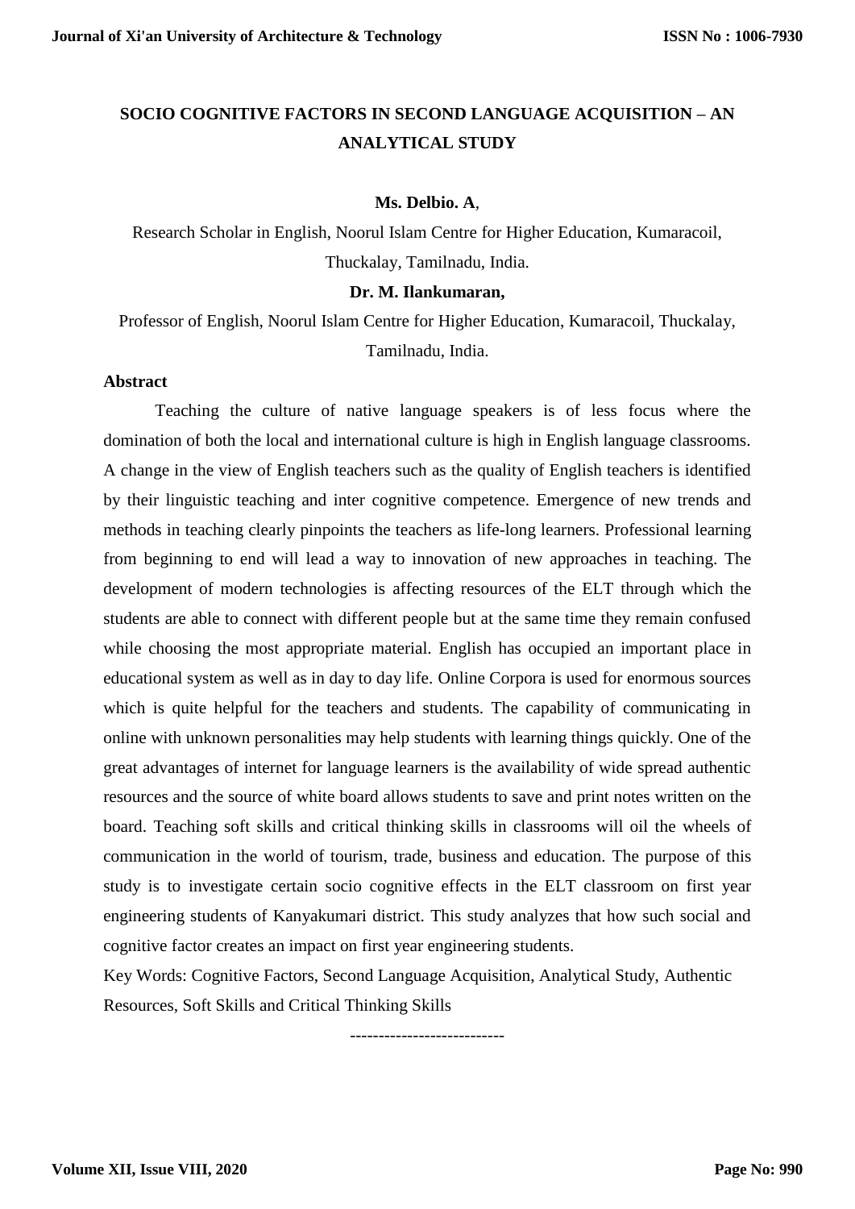# SOCIO COGNITIVE FACTORS IN SECOND LANGUAGE ACQUISITION – AN ANALYTICAL STUDY

**Ms. Delbio. A**,

Research Scholar in English, Noorul Islam Centre for Higher Education, Kumaracoil, Thuckalay, Tamilnadu, India.

**Dr. M. Ilankumaran,**

Professor of English, Noorul Islam Centre for Higher Education, Kumaracoil, Thuckalay, Tamilnadu, India.

## Abstract

Teaching the culture of native language speakers is of less focus where the domination of both the local and international culture is high in English language classrooms. A change in the view of English teachers such as the quality of English teachers is identified by their linguistic teaching and inter cognitive competence. Emergence of new trends and methods in teaching clearly pinpoints the teachers as life-long learners. Professional learning from beginning to end will lead a way to innovation of new approaches in teaching. The development of modern technologies is affecting resources of the ELT through which the students are able to connect with different people but at the same time they remain confused while choosing the most appropriate material. English has occupied an important place in educational system as well as in day to day life. Online Corpora is used for enormous sources which is quite helpful for the teachers and students. The capability of communicating in online with unknown personalities may help students with learning things quickly. One of the great advantages of internet for language learners is the availability of wide spread authentic resources and the source of white board allows students to save and print notes written on the board. Teaching soft skills and critical thinking skills in classrooms will oil the wheels of communication in the world of tourism, trade, business and education. The purpose of this study is to investigate certain socio cognitive effects in the ELT classroom on first year engineering students of Kanyakumari district. This study analyzes that how such social and cognitive factor creates an impact on first year engineering students.

Key Words: Cognitive Factors, Second Language Acquisition, Analytical Study, Authentic Resources, Soft Skills and Critical Thinking Skills

--------------------------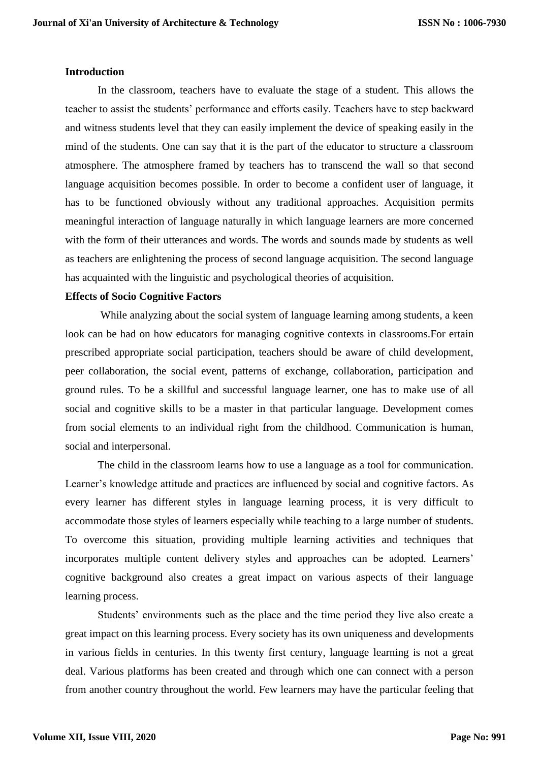## Introduction

In the classroom, teachers have to evaluate the stage of a student. This allows the teacher to assist the students' performance and efforts easily. Teachers have to step backward and witness students level that they can easily implement the device of speaking easily in the mind of the students. One can say that it is the part of the educator to structure a classroom atmosphere. The atmosphere framed by teachers has to transcend the wall so that second language acquisition becomes possible. In order to become a confident user of language, it has to be functioned obviously without any traditional approaches. Acquisition permits meaningful interaction of language naturally in which language learners are more concerned with the form of their utterances and words. The words and sounds made by students as well as teachers are enlightening the process of second language acquisition. The second language has acquainted with the linguistic and psychological theories of acquisition.

## Effects of Socio Cognitive Factors

While analyzing about the social system of language learning among students, a keen look can be had on how educators for managing cognitive contexts in classrooms.For ertain prescribed appropriate social participation, teachers should be aware of child development, peer collaboration, the social event, patterns of exchange, collaboration, participation and ground rules. To be a skillful and successful language learner, one has to make use of all social and cognitive skills to be a master in that particular language. Development comes from social elements to an individual right from the childhood. Communication is human, social and interpersonal.

The child in the classroom learns how to use a language as a tool for communication. Learner's knowledge attitude and practices are influenced by social and cognitive factors. As every learner has different styles in language learning process, it is very difficult to accommodate those styles of learners especially while teaching to a large number of students. To overcome this situation, providing multiple learning activities and techniques that incorporates multiple content delivery styles and approaches can be adopted. Learners' cognitive background also creates a great impact on various aspects of their language learning process.

Students' environments such as the place and the time period they live also create a great impact on this learning process. Every society has its own uniqueness and developments in various fields in centuries. In this twenty first century, language learning is not a great deal. Various platforms has been created and through which one can connect with a person from another country throughout the world. Few learners may have the particular feeling that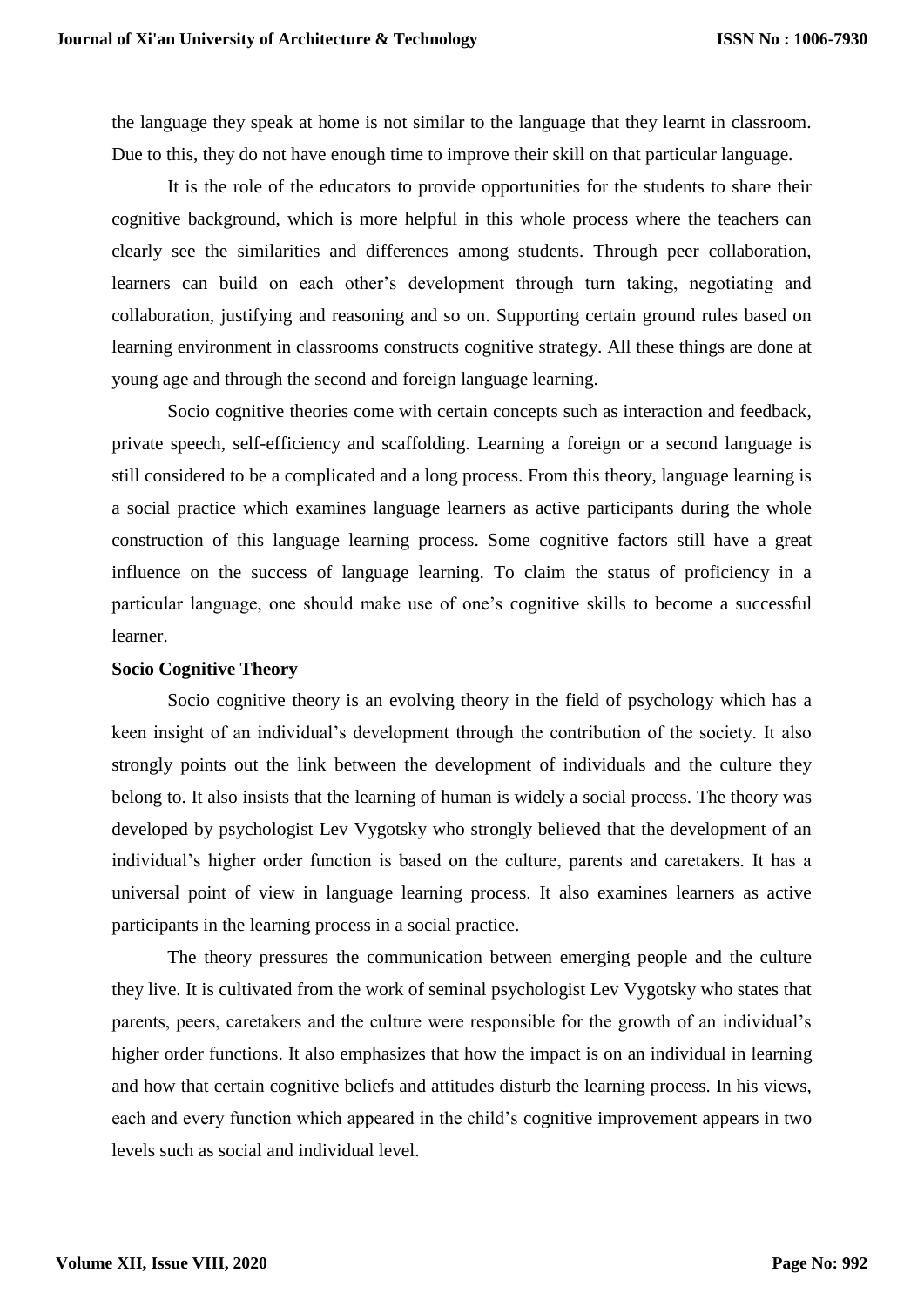the language they speak at home is not similar to the language that they learnt in classroom. Due to this, they do not have enough time to improve their skill on that particular language.

It is the role of the educators to provide opportunities for the students to share their cognitive background, which is more helpful in this whole process where the teachers can clearly see the similarities and differences among students. Through peer collaboration, learners can build on each other's development through turn taking, negotiating and collaboration, justifying and reasoning and so on. Supporting certain ground rules based on learning environment in classrooms constructs cognitive strategy. All these things are done at young age and through the second and foreign language learning.

Socio cognitive theories come with certain concepts such as interaction and feedback, private speech, self-efficiency and scaffolding. Learning a foreign or a second language is still considered to be a complicated and a long process. From this theory, language learning is a social practice which examines language learners as active participants during the whole construction of this language learning process. Some cognitive factors still have a great influence on the success of language learning. To claim the status of proficiency in a particular language, one should make use of one's cognitive skills to become a successful learner.

**Socio Cognitive Theory**

Socio cognitive theory is an evolving theory in the field of psychology which has a keen insight of an individual's development through the contribution of the society. It also strongly points out the link between the development of individuals and the culture they belong to. It also insists that the learning of human is widely a social process. The theory was developed by psychologist Lev Vygotsky who strongly believed that the development of an individual's higher order function is based on the culture, parents and caretakers. It has a universal point of view in language learning process. It also examines learners as active participants in the learning process in a social practice.

The theory pressures the communication between emerging people and the culture they live. It is cultivated from the work of seminal psychologist Lev Vygotsky who states that parents, peers, caretakers and the culture were responsible for the growth of an individual's higher order functions. It also emphasizes that how the impact is on an individual in learning and how that certain cognitive beliefs and attitudes disturb the learning process. In his views, each and every function which appeared in the child's cognitive improvement appears in two levels such as social and individual level.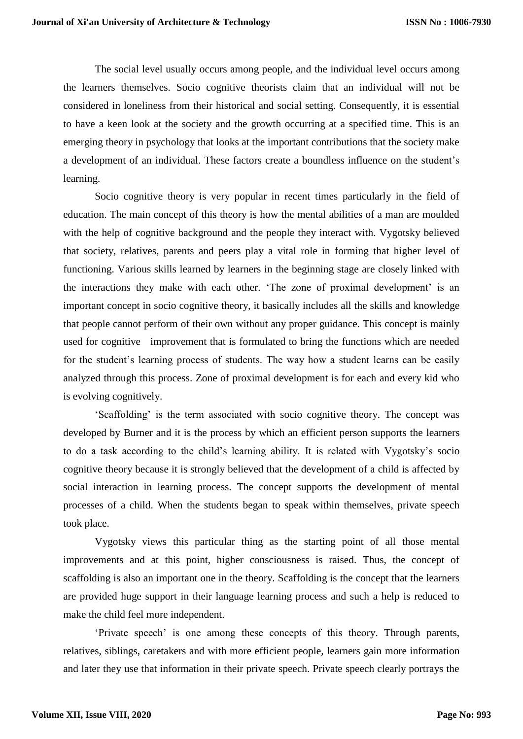The social level usually occurs among people, and the individual level occurs among the learners themselves. Socio cognitive theorists claim that an individual will not be considered in loneliness from their historical and social setting. Consequently, it is essential to have a keen look at the society and the growth occurring at a specified time. This is an emerging theory in psychology that looks at the important contributions that the society make a development of an individual. These factors create a boundless influence on the student's learning.

Socio cognitive theory is very popular in recent times particularly in the field of education. The main concept of this theory is how the mental abilities of a man are moulded with the help of cognitive background and the people they interact with. Vygotsky believed that society, relatives, parents and peers play a vital role in forming that higher level of functioning. Various skills learned by learners in the beginning stage are closely linked with the interactions they make with each other. 'The zone of proximal development' is an important concept in socio cognitive theory, it basically includes all the skills and knowledge that people cannot perform of their own without any proper guidance. This concept is mainly used for cognitive improvement that is formulated to bring the functions which are needed for the student's learning process of students. The way how a student learns can be easily analyzed through this process. Zone of proximal development is for each and every kid who is evolving cognitively.

'Scaffolding' is the term associated with socio cognitive theory. The concept was developed by Burner and it is the process by which an efficient person supports the learners to do a task according to the child's learning ability. It is related with Vygotsky's socio cognitive theory because it is strongly believed that the development of a child is affected by social interaction in learning process. The concept supports the development of mental processes of a child. When the students began to speak within themselves, private speech took place.

Vygotsky views this particular thing as the starting point of all those mental improvements and at this point, higher consciousness is raised. Thus, the concept of scaffolding is also an important one in the theory. Scaffolding is the concept that the learners are provided huge support in their language learning process and such a help is reduced to make the child feel more independent.

'Private speech' is one among these concepts of this theory. Through parents, relatives, siblings, caretakers and with more efficient people, learners gain more information and later they use that information in their private speech. Private speech clearly portrays the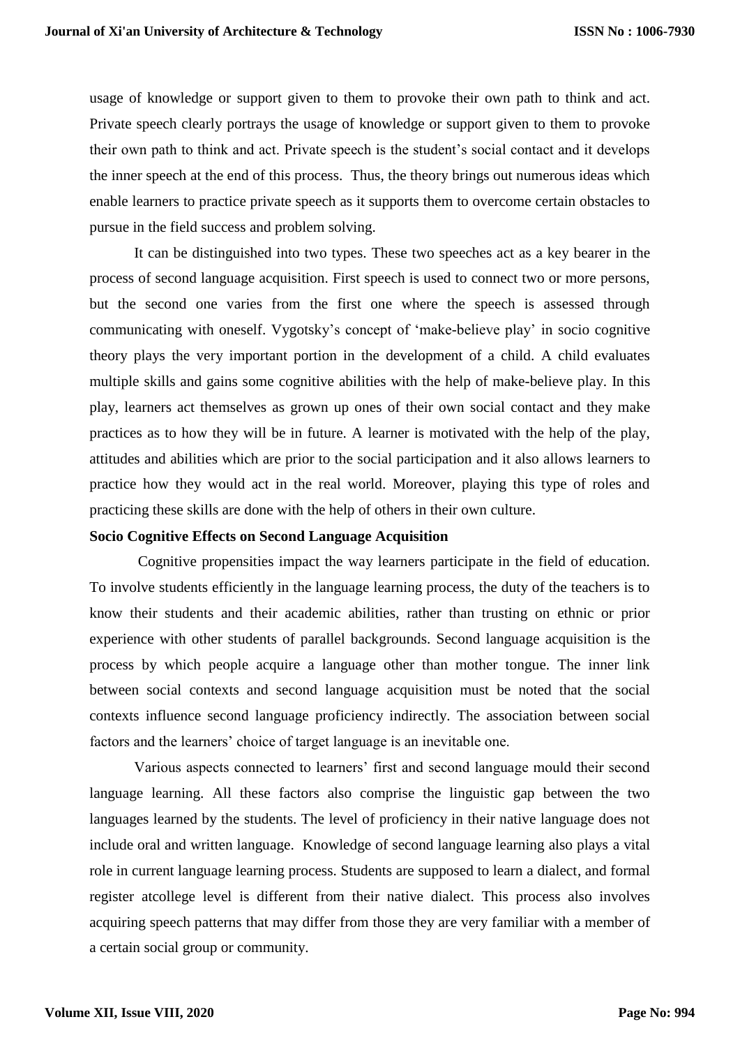usage of knowledge or support given to them to provoke their own path to think and act. Private speech clearly portrays the usage of knowledge or support given to them to provoke their own path to think and act. Private speech is the student's social contact and it develops the inner speech at the end of this process. Thus, the theory brings out numerous ideas which enable learners to practice private speech as it supports them to overcome certain obstacles to pursue in the field success and problem solving.

It can be distinguished into two types. These two speeches act as a key bearer in the process of second language acquisition. First speech is used to connect two or more persons, but the second one varies from the first one where the speech is assessed through communicating with oneself. Vygotsky's concept of 'make-believe play' in socio cognitive theory plays the very important portion in the development of a child. A child evaluates multiple skills and gains some cognitive abilities with the help of make-believe play. In this play, learners act themselves as grown up ones of their own social contact and they make practices as to how they will be in future. A learner is motivated with the help of the play, attitudes and abilities which are prior to the social participation and it also allows learners to practice how they would act in the real world. Moreover, playing this type of roles and practicing these skills are done with the help of others in their own culture.

**Socio Cognitive Effects on Second Language Acquisition**

Cognitive propensities impact the way learners participate in the field of education. To involve students efficiently in the language learning process, the duty of the teachers is to know their students and their academic abilities, rather than trusting on ethnic or prior experience with other students of parallel backgrounds. Second language acquisition is the process by which people acquire a language other than mother tongue. The inner link between social contexts and second language acquisition must be noted that the social contexts influence second language proficiency indirectly. The association between social factors and the learners' choice of target language is an inevitable one.

Various aspects connected to learners' first and second language mould their second language learning. All these factors also comprise the linguistic gap between the two languages learned by the students. The level of proficiency in their native language does not include oral and written language. Knowledge of second language learning also plays a vital role in current language learning process. Students are supposed to learn a dialect, and formal register atcollege level is different from their native dialect. This process also involves acquiring speech patterns that may differ from those they are very familiar with a member of a certain social group or community.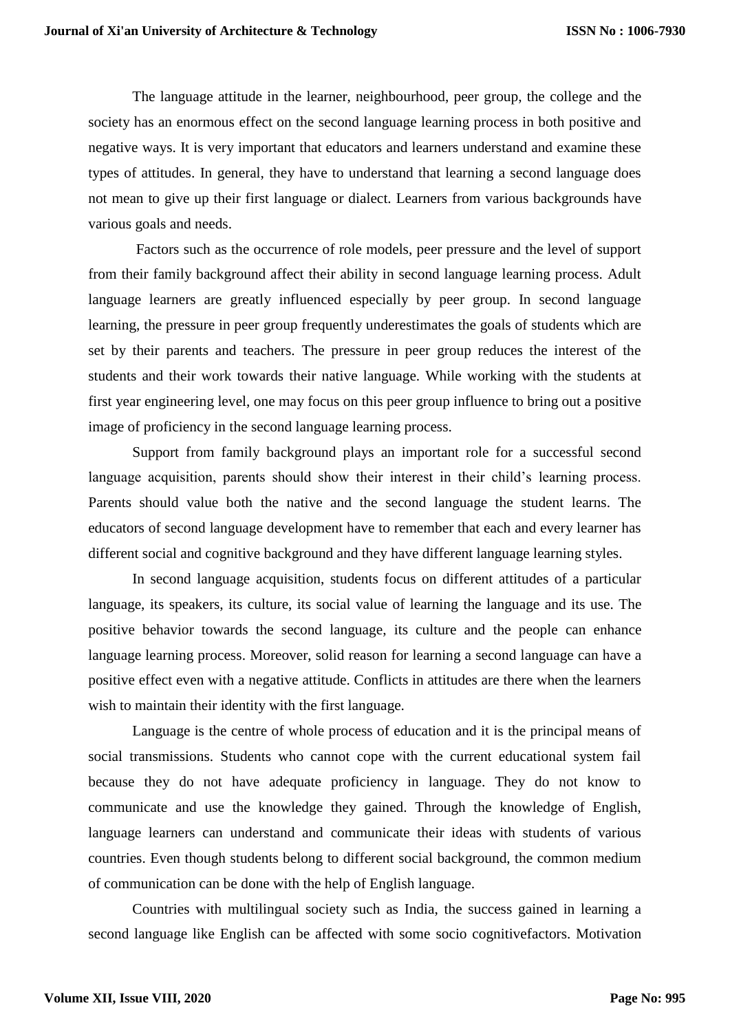The language attitude in the learner, neighbourhood, peer group, the college and the society has an enormous effect on the second language learning process in both positive and negative ways. It is very important that educators and learners understand and examine these types of attitudes. In general, they have to understand that learning a second language does not mean to give up their first language or dialect. Learners from various backgrounds have various goals and needs.

Factors such as the occurrence of role models, peer pressure and the level of support from their family background affect their ability in second language learning process. Adult language learners are greatly influenced especially by peer group. In second language learning, the pressure in peer group frequently underestimates the goals of students which are set by their parents and teachers. The pressure in peer group reduces the interest of the students and their work towards their native language. While working with the students at first year engineering level, one may focus on this peer group influence to bring out a positive image of proficiency in the second language learning process.

Support from family background plays an important role for a successful second language acquisition, parents should show their interest in their child's learning process. Parents should value both the native and the second language the student learns. The educators of second language development have to remember that each and every learner has different social and cognitive background and they have different language learning styles.

In second language acquisition, students focus on different attitudes of a particular language, its speakers, its culture, its social value of learning the language and its use. The positive behavior towards the second language, its culture and the people can enhance language learning process. Moreover, solid reason for learning a second language can have a positive effect even with a negative attitude. Conflicts in attitudes are there when the learners wish to maintain their identity with the first language.

Language is the centre of whole process of education and it is the principal means of social transmissions. Students who cannot cope with the current educational system fail because they do not have adequate proficiency in language. They do not know to communicate and use the knowledge they gained. Through the knowledge of English, language learners can understand and communicate their ideas with students of various countries. Even though students belong to different social background, the common medium of communication can be done with the help of English language.

Countries with multilingual society such as India, the success gained in learning a second language like English can be affected with some socio cognitivefactors. Motivation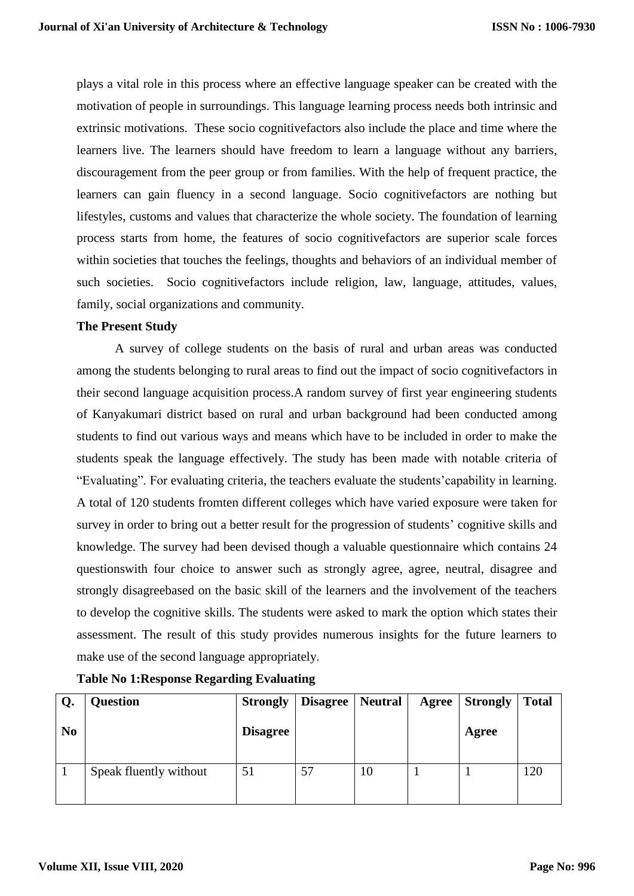plays a vital role in this process where an effective language speaker can be created with the motivation of people in surroundings. This language learning process needs both intrinsic and extrinsic motivations. These socio cognitivefactors also include the place and time where the learners live. The learners should have freedom to learn a language without any barriers, discouragement from the peer group or from families. With the help of frequent practice, the learners can gain fluency in a second language. Socio cognitivefactors are nothing but lifestyles, customs and values that characterize the whole society. The foundation of learning process starts from home, the features of socio cognitivefactors are superior scale forces within societies that touches the feelings, thoughts and behaviors of an individual member of such societies. Socio cognitivefactors include religion, law, language, attitudes, values, family, social organizations and community.

**The Present Study**

A survey of college students on the basis of rural and urban areas was conducted among the students belonging to rural areas to find out the impact of socio cognitivefactors in their second language acquisition process.A random survey of first year engineering students of Kanyakumari district based on rural and urban background had been conducted among students to find out various ways and means which have to be included in order to make the students speak the language effectively. The study has been made with notable criteria of "Evaluating". For evaluating criteria, the teachers evaluate the students'capability in learning. A total of 120 students fromten different colleges which have varied exposure were taken for survey in order to bring out a better result for the progression of students' cognitive skills and knowledge. The survey had been devised though a valuable questionnaire which contains 24 questionswith four choice to answer such as strongly agree, agree, neutral, disagree and strongly disagreebased on the basic skill of the learners and the involvement of the teachers to develop the cognitive skills. The students were asked to mark the option which states their assessment. The result of this study provides numerous insights for the future learners to make use of the second language appropriately.

**Table No 1:Response Regarding Evaluating**

| Q. No | Question | Strongly Disagree | Disagree | Neutral | Agree | Strongly Agree | Total |
|---|---|---|---|---|---|---|---|
| 1 | Speak fluently without | 51 | 57 | 10 | 1 | 1 | 120 |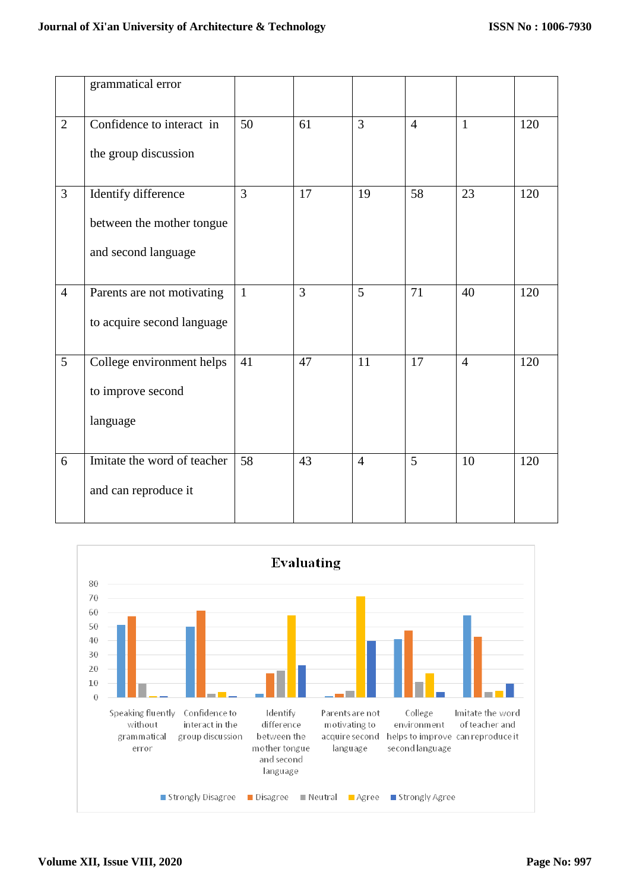|   | grammatical error |   |   |   |   |   |   |
|---|---|---|---|---|---|---|---|
| 2 | Confidence to interact in the group discussion | 50 | 61 | 3 | 4 | 1 | 120 |
| 3 | Identify difference between the mother tongue and second language | 3 | 17 | 19 | 58 | 23 | 120 |
| 4 | Parents are not motivating to acquire second language | 1 | 3 | 5 | 71 | 40 | 120 |
| 5 | College environment helps to improve second language | 41 | 47 | 11 | 17 | 4 | 120 |
| 6 | Imitate the word of teacher and can reproduce it | 58 | 43 | 4 | 5 | 10 | 120 |

**Evaluating**

| | Strongly Disagree | Disagree | Neutral | Agree | Strongly Agree |
|---|---|---|---|---|---|
| Speaking fluently without grammatical error | 51 | 57 | 10 | 1 | 1 |
| Confidence to interact in the group discussion | 50 | 61 | 3 | 4 | 1 |
| Identify difference between the mother tongue and second language | 3 | 17 | 19 | 58 | 23 |
| Parents are not motivating to acquire second language | 1 | 3 | 5 | 71 | 40 |
| College environment helps to improve second language | 41 | 47 | 11 | 17 | 4 |
| Imitate the word of teacher and can reproduce it | 58 | 43 | 4 | 5 | 10 |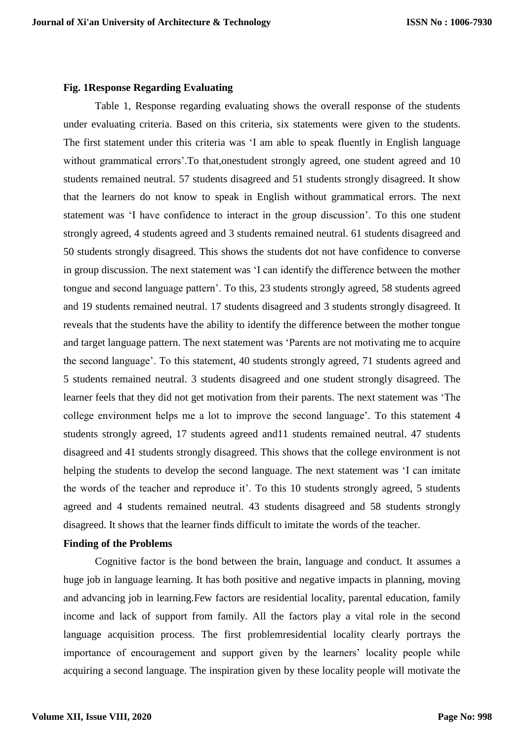**Fig. 1Response Regarding Evaluating**

Table 1, Response regarding evaluating shows the overall response of the students under evaluating criteria. Based on this criteria, six statements were given to the students. The first statement under this criteria was 'I am able to speak fluently in English language without grammatical errors'.To that,onestudent strongly agreed, one student agreed and 10 students remained neutral. 57 students disagreed and 51 students strongly disagreed. It show that the learners do not know to speak in English without grammatical errors. The next statement was 'I have confidence to interact in the group discussion'. To this one student strongly agreed, 4 students agreed and 3 students remained neutral. 61 students disagreed and 50 students strongly disagreed. This shows the students dot not have confidence to converse in group discussion. The next statement was 'I can identify the difference between the mother tongue and second language pattern'. To this, 23 students strongly agreed, 58 students agreed and 19 students remained neutral. 17 students disagreed and 3 students strongly disagreed. It reveals that the students have the ability to identify the difference between the mother tongue and target language pattern. The next statement was 'Parents are not motivating me to acquire the second language'. To this statement, 40 students strongly agreed, 71 students agreed and 5 students remained neutral. 3 students disagreed and one student strongly disagreed. The learner feels that they did not get motivation from their parents. The next statement was 'The college environment helps me a lot to improve the second language'. To this statement 4 students strongly agreed, 17 students agreed and11 students remained neutral. 47 students disagreed and 41 students strongly disagreed. This shows that the college environment is not helping the students to develop the second language. The next statement was 'I can imitate the words of the teacher and reproduce it'. To this 10 students strongly agreed, 5 students agreed and 4 students remained neutral. 43 students disagreed and 58 students strongly disagreed. It shows that the learner finds difficult to imitate the words of the teacher.

**Finding of the Problems**

Cognitive factor is the bond between the brain, language and conduct. It assumes a huge job in language learning. It has both positive and negative impacts in planning, moving and advancing job in learning.Few factors are residential locality, parental education, family income and lack of support from family. All the factors play a vital role in the second language acquisition process. The first problemresidential locality clearly portrays the importance of encouragement and support given by the learners' locality people while acquiring a second language. The inspiration given by these locality people will motivate the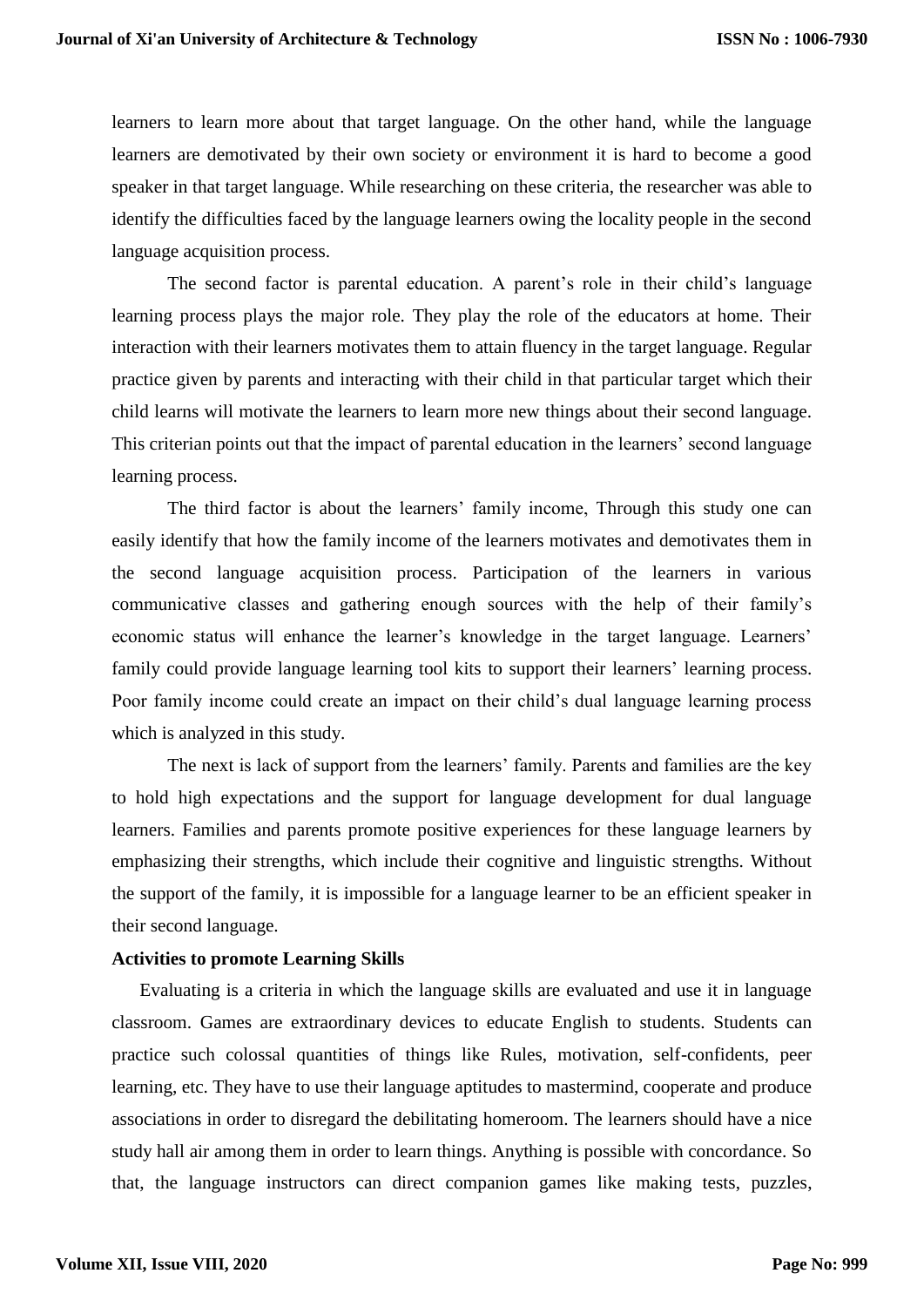learners to learn more about that target language. On the other hand, while the language learners are demotivated by their own society or environment it is hard to become a good speaker in that target language. While researching on these criteria, the researcher was able to identify the difficulties faced by the language learners owing the locality people in the second language acquisition process.

The second factor is parental education. A parent's role in their child's language learning process plays the major role. They play the role of the educators at home. Their interaction with their learners motivates them to attain fluency in the target language. Regular practice given by parents and interacting with their child in that particular target which their child learns will motivate the learners to learn more new things about their second language. This criterian points out that the impact of parental education in the learners' second language learning process.

The third factor is about the learners' family income, Through this study one can easily identify that how the family income of the learners motivates and demotivates them in the second language acquisition process. Participation of the learners in various communicative classes and gathering enough sources with the help of their family's economic status will enhance the learner's knowledge in the target language. Learners' family could provide language learning tool kits to support their learners' learning process. Poor family income could create an impact on their child's dual language learning process which is analyzed in this study.

The next is lack of support from the learners' family. Parents and families are the key to hold high expectations and the support for language development for dual language learners. Families and parents promote positive experiences for these language learners by emphasizing their strengths, which include their cognitive and linguistic strengths. Without the support of the family, it is impossible for a language learner to be an efficient speaker in their second language.

**Activities to promote Learning Skills**

Evaluating is a criteria in which the language skills are evaluated and use it in language classroom. Games are extraordinary devices to educate English to students. Students can practice such colossal quantities of things like Rules, motivation, self-confidents, peer learning, etc. They have to use their language aptitudes to mastermind, cooperate and produce associations in order to disregard the debilitating homeroom. The learners should have a nice study hall air among them in order to learn things. Anything is possible with concordance. So that, the language instructors can direct companion games like making tests, puzzles,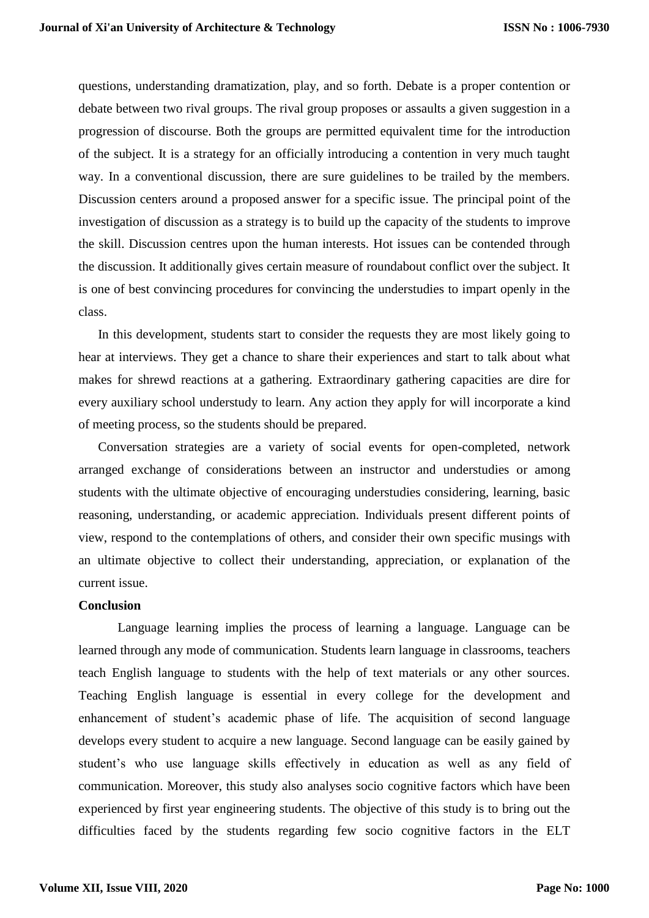questions, understanding dramatization, play, and so forth. Debate is a proper contention or debate between two rival groups. The rival group proposes or assaults a given suggestion in a progression of discourse. Both the groups are permitted equivalent time for the introduction of the subject. It is a strategy for an officially introducing a contention in very much taught way. In a conventional discussion, there are sure guidelines to be trailed by the members. Discussion centers around a proposed answer for a specific issue. The principal point of the investigation of discussion as a strategy is to build up the capacity of the students to improve the skill. Discussion centres upon the human interests. Hot issues can be contended through the discussion. It additionally gives certain measure of roundabout conflict over the subject. It is one of best convincing procedures for convincing the understudies to impart openly in the class.

In this development, students start to consider the requests they are most likely going to hear at interviews. They get a chance to share their experiences and start to talk about what makes for shrewd reactions at a gathering. Extraordinary gathering capacities are dire for every auxiliary school understudy to learn. Any action they apply for will incorporate a kind of meeting process, so the students should be prepared.

Conversation strategies are a variety of social events for open-completed, network arranged exchange of considerations between an instructor and understudies or among students with the ultimate objective of encouraging understudies considering, learning, basic reasoning, understanding, or academic appreciation. Individuals present different points of view, respond to the contemplations of others, and consider their own specific musings with an ultimate objective to collect their understanding, appreciation, or explanation of the current issue.

**Conclusion**

Language learning implies the process of learning a language. Language can be learned through any mode of communication. Students learn language in classrooms, teachers teach English language to students with the help of text materials or any other sources. Teaching English language is essential in every college for the development and enhancement of student's academic phase of life. The acquisition of second language develops every student to acquire a new language. Second language can be easily gained by student's who use language skills effectively in education as well as any field of communication. Moreover, this study also analyses socio cognitive factors which have been experienced by first year engineering students. The objective of this study is to bring out the difficulties faced by the students regarding few socio cognitive factors in the ELT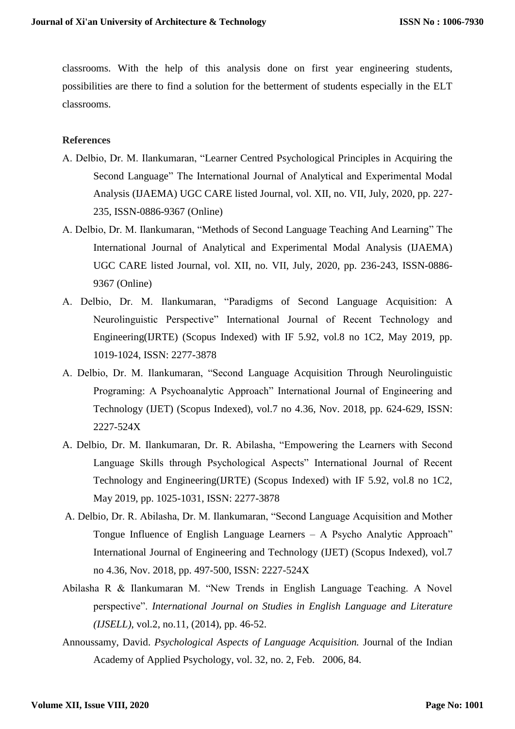classrooms. With the help of this analysis done on first year engineering students, possibilities are there to find a solution for the betterment of students especially in the ELT classrooms.

**References**

A. Delbio, Dr. M. Ilankumaran, "Learner Centred Psychological Principles in Acquiring the Second Language" The International Journal of Analytical and Experimental Modal Analysis (IJAEMA) UGC CARE listed Journal, vol. XII, no. VII, July, 2020, pp. 227-235, ISSN-0886-9367 (Online)

A. Delbio, Dr. M. Ilankumaran, "Methods of Second Language Teaching And Learning" The International Journal of Analytical and Experimental Modal Analysis (IJAEMA) UGC CARE listed Journal, vol. XII, no. VII, July, 2020, pp. 236-243, ISSN-0886-9367 (Online)

A. Delbio, Dr. M. Ilankumaran, "Paradigms of Second Language Acquisition: A Neurolinguistic Perspective" International Journal of Recent Technology and Engineering(IJRTE) (Scopus Indexed) with IF 5.92, vol.8 no 1C2, May 2019, pp. 1019-1024, ISSN: 2277-3878

A. Delbio, Dr. M. Ilankumaran, "Second Language Acquisition Through Neurolinguistic Programing: A Psychoanalytic Approach" International Journal of Engineering and Technology (IJET) (Scopus Indexed), vol.7 no 4.36, Nov. 2018, pp. 624-629, ISSN: 2227-524X

A. Delbio, Dr. M. Ilankumaran, Dr. R. Abilasha, "Empowering the Learners with Second Language Skills through Psychological Aspects" International Journal of Recent Technology and Engineering(IJRTE) (Scopus Indexed) with IF 5.92, vol.8 no 1C2, May 2019, pp. 1025-1031, ISSN: 2277-3878

A. Delbio, Dr. R. Abilasha, Dr. M. Ilankumaran, "Second Language Acquisition and Mother Tongue Influence of English Language Learners – A Psycho Analytic Approach" International Journal of Engineering and Technology (IJET) (Scopus Indexed), vol.7 no 4.36, Nov. 2018, pp. 497-500, ISSN: 2227-524X

Abilasha R & Ilankumaran M. "New Trends in English Language Teaching. A Novel perspective". *International Journal on Studies in English Language and Literature (IJSELL)*, vol.2, no.11, (2014), pp. 46-52.

Annoussamy, David. *Psychological Aspects of Language Acquisition.* Journal of the Indian Academy of Applied Psychology, vol. 32, no. 2, Feb. 2006, 84.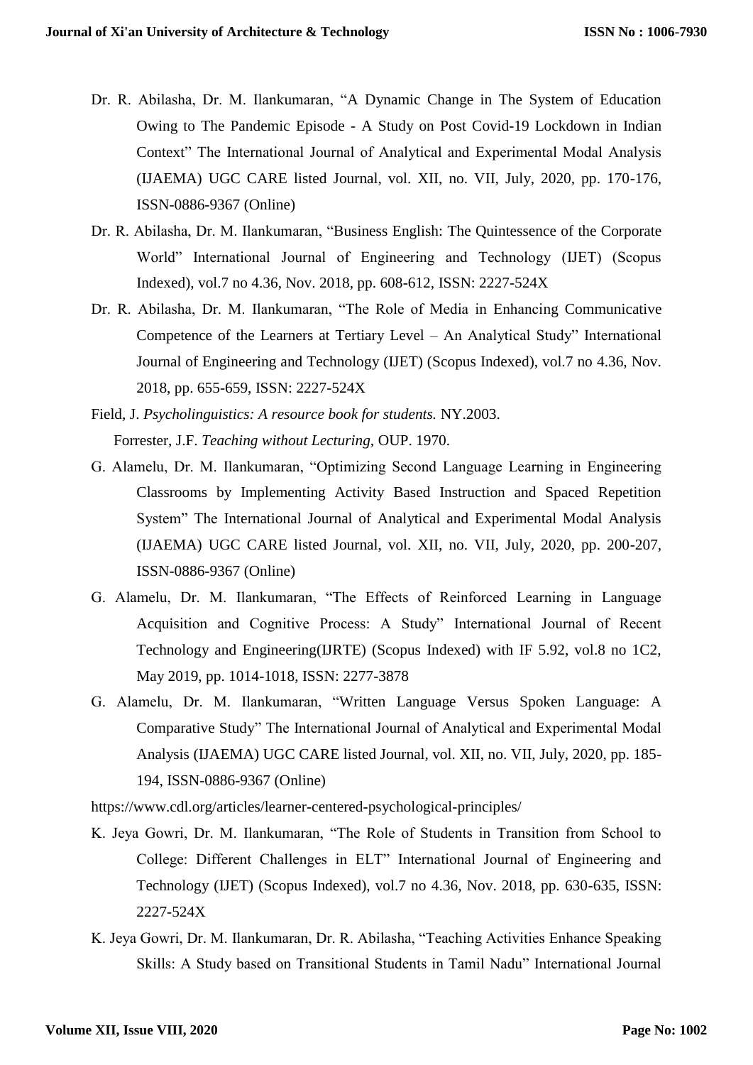Dr. R. Abilasha, Dr. M. Ilankumaran, "A Dynamic Change in The System of Education Owing to The Pandemic Episode - A Study on Post Covid-19 Lockdown in Indian Context" The International Journal of Analytical and Experimental Modal Analysis (IJAEMA) UGC CARE listed Journal, vol. XII, no. VII, July, 2020, pp. 170-176, ISSN-0886-9367 (Online)

Dr. R. Abilasha, Dr. M. Ilankumaran, "Business English: The Quintessence of the Corporate World" International Journal of Engineering and Technology (IJET) (Scopus Indexed), vol.7 no 4.36, Nov. 2018, pp. 608-612, ISSN: 2227-524X

Dr. R. Abilasha, Dr. M. Ilankumaran, "The Role of Media in Enhancing Communicative Competence of the Learners at Tertiary Level – An Analytical Study" International Journal of Engineering and Technology (IJET) (Scopus Indexed), vol.7 no 4.36, Nov. 2018, pp. 655-659, ISSN: 2227-524X

Field, J. *Psycholinguistics: A resource book for students.* NY.2003.

Forrester, J.F. *Teaching without Lecturing*, OUP. 1970.

G. Alamelu, Dr. M. Ilankumaran, "Optimizing Second Language Learning in Engineering Classrooms by Implementing Activity Based Instruction and Spaced Repetition System" The International Journal of Analytical and Experimental Modal Analysis (IJAEMA) UGC CARE listed Journal, vol. XII, no. VII, July, 2020, pp. 200-207, ISSN-0886-9367 (Online)

G. Alamelu, Dr. M. Ilankumaran, "The Effects of Reinforced Learning in Language Acquisition and Cognitive Process: A Study" International Journal of Recent Technology and Engineering(IJRTE) (Scopus Indexed) with IF 5.92, vol.8 no 1C2, May 2019, pp. 1014-1018, ISSN: 2277-3878

G. Alamelu, Dr. M. Ilankumaran, "Written Language Versus Spoken Language: A Comparative Study" The International Journal of Analytical and Experimental Modal Analysis (IJAEMA) UGC CARE listed Journal, vol. XII, no. VII, July, 2020, pp. 185-194, ISSN-0886-9367 (Online)

https://www.cdl.org/articles/learner-centered-psychological-principles/

K. Jeya Gowri, Dr. M. Ilankumaran, "The Role of Students in Transition from School to College: Different Challenges in ELT" International Journal of Engineering and Technology (IJET) (Scopus Indexed), vol.7 no 4.36, Nov. 2018, pp. 630-635, ISSN: 2227-524X

K. Jeya Gowri, Dr. M. Ilankumaran, Dr. R. Abilasha, "Teaching Activities Enhance Speaking Skills: A Study based on Transitional Students in Tamil Nadu" International Journal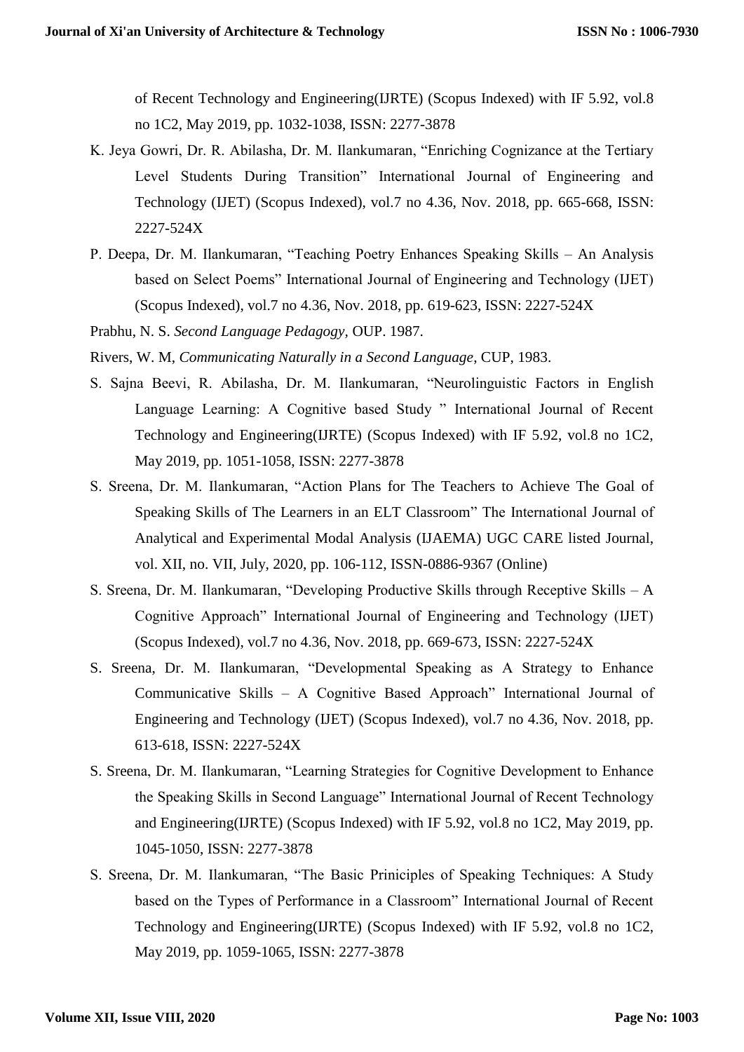of Recent Technology and Engineering(IJRTE) (Scopus Indexed) with IF 5.92, vol.8 no 1C2, May 2019, pp. 1032-1038, ISSN: 2277-3878

K. Jeya Gowri, Dr. R. Abilasha, Dr. M. Ilankumaran, "Enriching Cognizance at the Tertiary Level Students During Transition" International Journal of Engineering and Technology (IJET) (Scopus Indexed), vol.7 no 4.36, Nov. 2018, pp. 665-668, ISSN: 2227-524X

P. Deepa, Dr. M. Ilankumaran, "Teaching Poetry Enhances Speaking Skills – An Analysis based on Select Poems" International Journal of Engineering and Technology (IJET) (Scopus Indexed), vol.7 no 4.36, Nov. 2018, pp. 619-623, ISSN: 2227-524X

Prabhu, N. S. *Second Language Pedagogy,* OUP. 1987.

Rivers, W. M, *Communicating Naturally in a Second Language*, CUP, 1983.

S. Sajna Beevi, R. Abilasha, Dr. M. Ilankumaran, "Neurolinguistic Factors in English Language Learning: A Cognitive based Study " International Journal of Recent Technology and Engineering(IJRTE) (Scopus Indexed) with IF 5.92, vol.8 no 1C2, May 2019, pp. 1051-1058, ISSN: 2277-3878

S. Sreena, Dr. M. Ilankumaran, "Action Plans for The Teachers to Achieve The Goal of Speaking Skills of The Learners in an ELT Classroom" The International Journal of Analytical and Experimental Modal Analysis (IJAEMA) UGC CARE listed Journal, vol. XII, no. VII, July, 2020, pp. 106-112, ISSN-0886-9367 (Online)

S. Sreena, Dr. M. Ilankumaran, "Developing Productive Skills through Receptive Skills – A Cognitive Approach" International Journal of Engineering and Technology (IJET) (Scopus Indexed), vol.7 no 4.36, Nov. 2018, pp. 669-673, ISSN: 2227-524X

S. Sreena, Dr. M. Ilankumaran, "Developmental Speaking as A Strategy to Enhance Communicative Skills – A Cognitive Based Approach" International Journal of Engineering and Technology (IJET) (Scopus Indexed), vol.7 no 4.36, Nov. 2018, pp. 613-618, ISSN: 2227-524X

S. Sreena, Dr. M. Ilankumaran, "Learning Strategies for Cognitive Development to Enhance the Speaking Skills in Second Language" International Journal of Recent Technology and Engineering(IJRTE) (Scopus Indexed) with IF 5.92, vol.8 no 1C2, May 2019, pp. 1045-1050, ISSN: 2277-3878

S. Sreena, Dr. M. Ilankumaran, "The Basic Priniciples of Speaking Techniques: A Study based on the Types of Performance in a Classroom" International Journal of Recent Technology and Engineering(IJRTE) (Scopus Indexed) with IF 5.92, vol.8 no 1C2, May 2019, pp. 1059-1065, ISSN: 2277-3878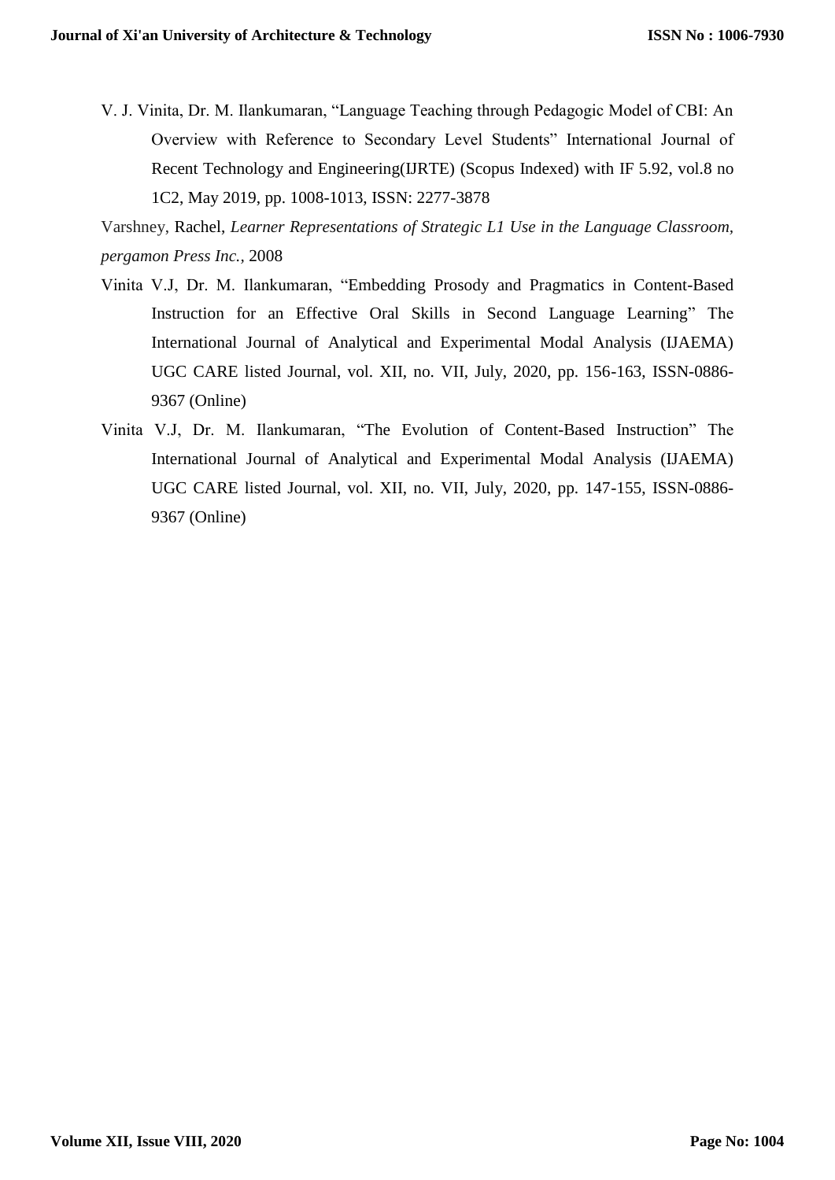V. J. Vinita, Dr. M. Ilankumaran, "Language Teaching through Pedagogic Model of CBI: An Overview with Reference to Secondary Level Students" International Journal of Recent Technology and Engineering(IJRTE) (Scopus Indexed) with IF 5.92, vol.8 no 1C2, May 2019, pp. 1008-1013, ISSN: 2277-3878

Varshney, Rachel, *Learner Representations of Strategic L1 Use in the Language Classroom, pergamon Press Inc.,* 2008

Vinita V.J, Dr. M. Ilankumaran, "Embedding Prosody and Pragmatics in Content-Based Instruction for an Effective Oral Skills in Second Language Learning" The International Journal of Analytical and Experimental Modal Analysis (IJAEMA) UGC CARE listed Journal, vol. XII, no. VII, July, 2020, pp. 156-163, ISSN-0886-9367 (Online)

Vinita V.J, Dr. M. Ilankumaran, "The Evolution of Content-Based Instruction" The International Journal of Analytical and Experimental Modal Analysis (IJAEMA) UGC CARE listed Journal, vol. XII, no. VII, July, 2020, pp. 147-155, ISSN-0886-9367 (Online)